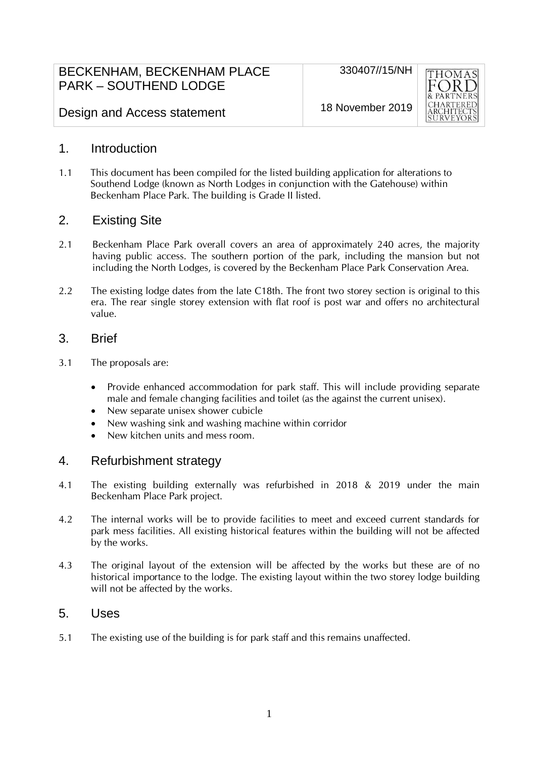BECKENHAM, BECKENHAM PLACE PARK – SOUTHEND LODGE

Design and Access statement

330407//15/NH

18 November 2019

THOMAS FORD & PARTNERS CHARTERED ARCHITECTS SURVEYORS

## 1. Introduction

1.1 This document has been compiled for the listed building application for alterations to Southend Lodge (known as North Lodges in conjunction with the Gatehouse) within Beckenham Place Park. The building is Grade II listed.

## 2. Existing Site

2.1 Beckenham Place Park overall covers an area of approximately 240 acres, the majority having public access. The southern portion of the park, including the mansion but not including the North Lodges, is covered by the Beckenham Place Park Conservation Area.

2.2 The existing lodge dates from the late C18th. The front two storey section is original to this era. The rear single storey extension with flat roof is post war and offers no architectural value.

## 3. Brief

3.1 The proposals are:

- Provide enhanced accommodation for park staff. This will include providing separate male and female changing facilities and toilet (as the against the current unisex).
- New separate unisex shower cubicle
- New washing sink and washing machine within corridor
- New kitchen units and mess room.

## 4. Refurbishment strategy

4.1 The existing building externally was refurbished in 2018 & 2019 under the main Beckenham Place Park project.

4.2 The internal works will be to provide facilities to meet and exceed current standards for park mess facilities. All existing historical features within the building will not be affected by the works.

4.3 The original layout of the extension will be affected by the works but these are of no historical importance to the lodge. The existing layout within the two storey lodge building will not be affected by the works.

## 5. Uses

5.1 The existing use of the building is for park staff and this remains unaffected.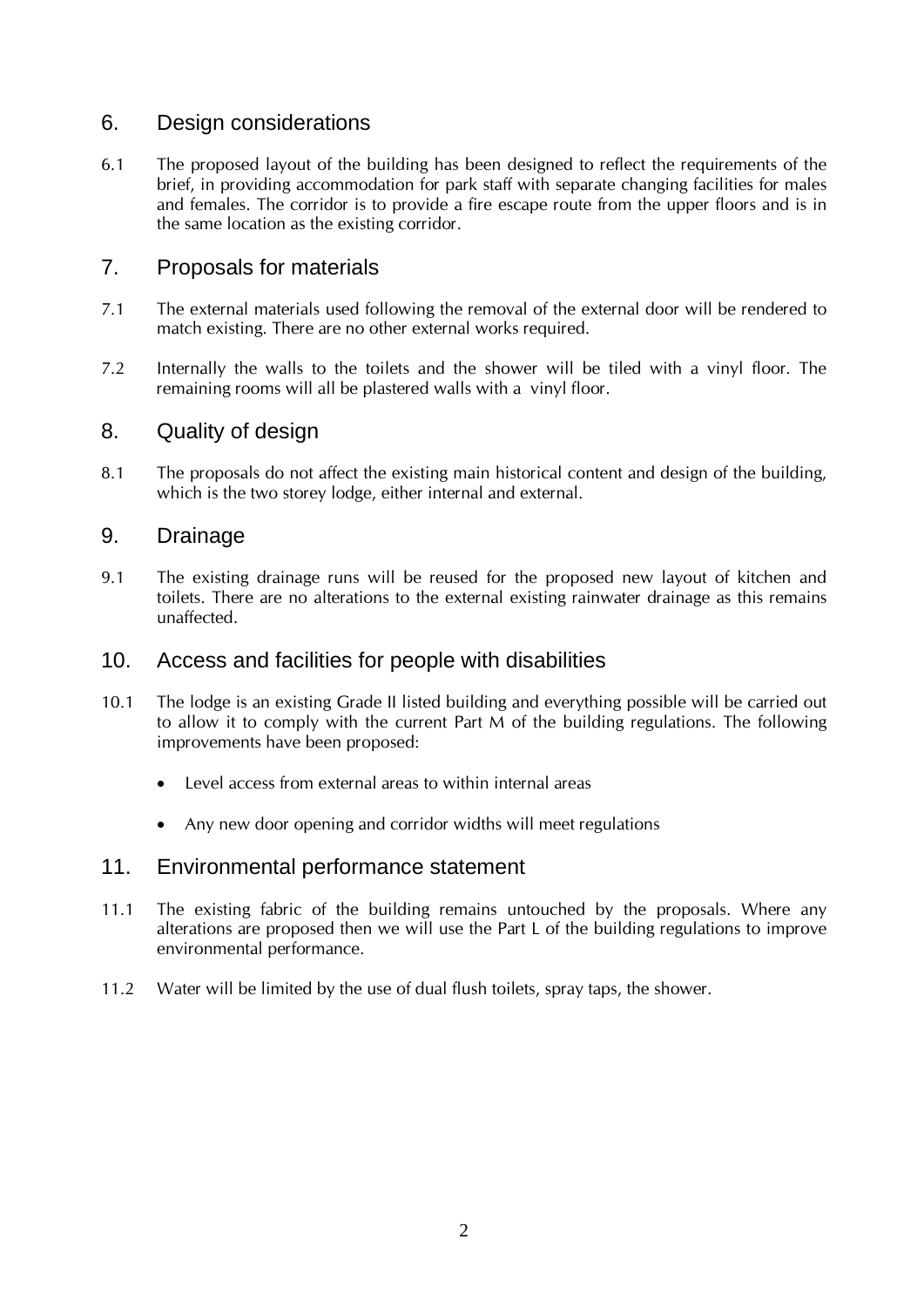## 6. Design considerations

6.1 The proposed layout of the building has been designed to reflect the requirements of the brief, in providing accommodation for park staff with separate changing facilities for males and females. The corridor is to provide a fire escape route from the upper floors and is in the same location as the existing corridor.

## 7. Proposals for materials

7.1 The external materials used following the removal of the external door will be rendered to match existing. There are no other external works required.

7.2 Internally the walls to the toilets and the shower will be tiled with a vinyl floor. The remaining rooms will all be plastered walls with a vinyl floor.

## 8. Quality of design

8.1 The proposals do not affect the existing main historical content and design of the building, which is the two storey lodge, either internal and external.

## 9. Drainage

9.1 The existing drainage runs will be reused for the proposed new layout of kitchen and toilets. There are no alterations to the external existing rainwater drainage as this remains unaffected.

## 10. Access and facilities for people with disabilities

10.1 The lodge is an existing Grade II listed building and everything possible will be carried out to allow it to comply with the current Part M of the building regulations. The following improvements have been proposed:

- Level access from external areas to within internal areas
- Any new door opening and corridor widths will meet regulations

## 11. Environmental performance statement

11.1 The existing fabric of the building remains untouched by the proposals. Where any alterations are proposed then we will use the Part L of the building regulations to improve environmental performance.

11.2 Water will be limited by the use of dual flush toilets, spray taps, the shower.